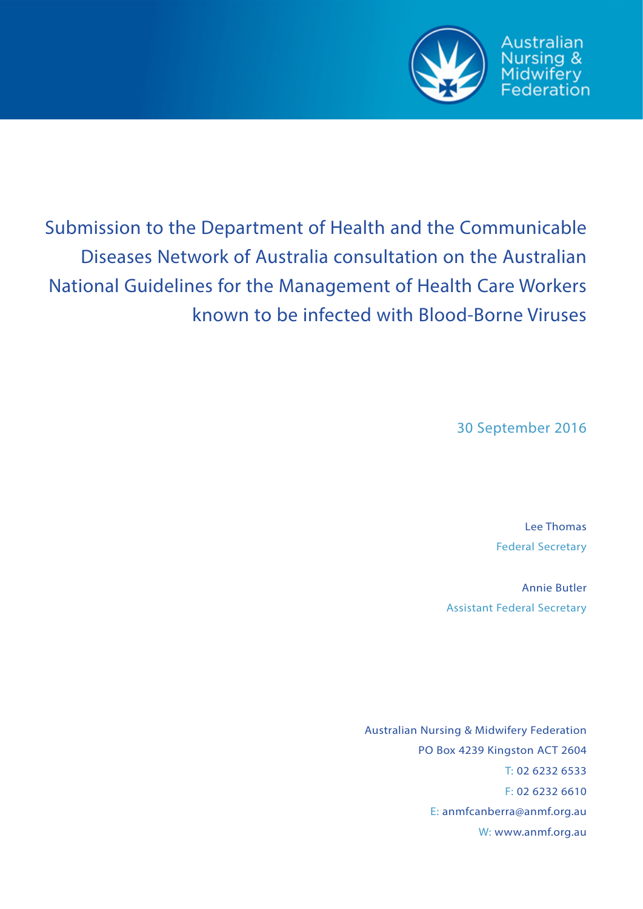Australian Nursing & Midwifery Federation

# Submission to the Department of Health and the Communicable Diseases Network of Australia consultation on the Australian National Guidelines for the Management of Health Care Workers known to be infected with Blood-Borne Viruses

30 September 2016

Lee Thomas
Federal Secretary

Annie Butler
Assistant Federal Secretary

Australian Nursing & Midwifery Federation
PO Box 4239 Kingston ACT 2604
T: 02 6232 6533
F: 02 6232 6610
E: anmfcanberra@anmf.org.au
W: www.anmf.org.au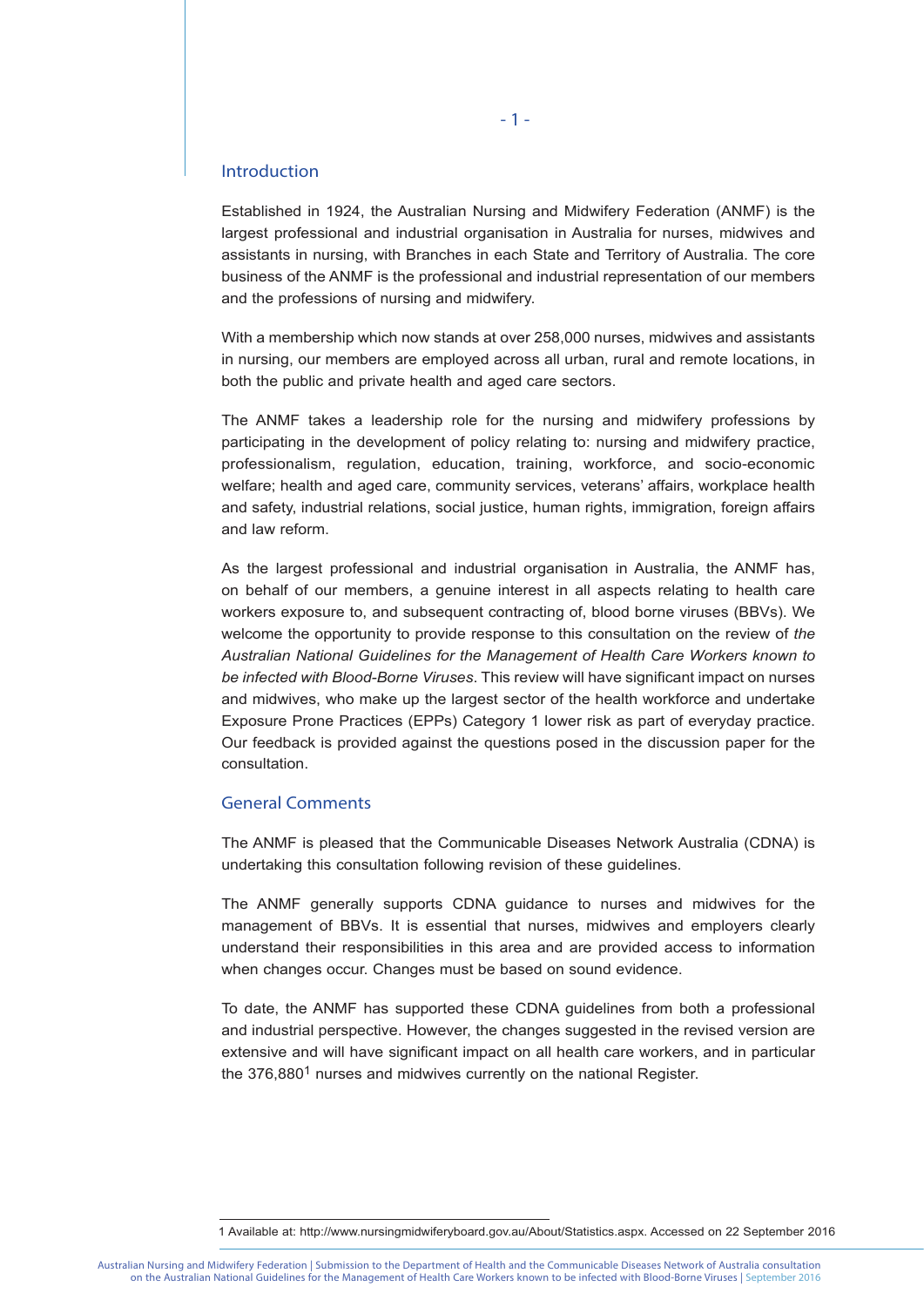## Introduction

Established in 1924, the Australian Nursing and Midwifery Federation (ANMF) is the largest professional and industrial organisation in Australia for nurses, midwives and assistants in nursing, with Branches in each State and Territory of Australia. The core business of the ANMF is the professional and industrial representation of our members and the professions of nursing and midwifery.

With a membership which now stands at over 258,000 nurses, midwives and assistants in nursing, our members are employed across all urban, rural and remote locations, in both the public and private health and aged care sectors.

The ANMF takes a leadership role for the nursing and midwifery professions by participating in the development of policy relating to: nursing and midwifery practice, professionalism, regulation, education, training, workforce, and socio-economic welfare; health and aged care, community services, veterans' affairs, workplace health and safety, industrial relations, social justice, human rights, immigration, foreign affairs and law reform.

As the largest professional and industrial organisation in Australia, the ANMF has, on behalf of our members, a genuine interest in all aspects relating to health care workers exposure to, and subsequent contracting of, blood borne viruses (BBVs). We welcome the opportunity to provide response to this consultation on the review of *the Australian National Guidelines for the Management of Health Care Workers known to be infected with Blood-Borne Viruses*. This review will have significant impact on nurses and midwives, who make up the largest sector of the health workforce and undertake Exposure Prone Practices (EPPs) Category 1 lower risk as part of everyday practice. Our feedback is provided against the questions posed in the discussion paper for the consultation.

## General Comments

The ANMF is pleased that the Communicable Diseases Network Australia (CDNA) is undertaking this consultation following revision of these guidelines.

The ANMF generally supports CDNA guidance to nurses and midwives for the management of BBVs. It is essential that nurses, midwives and employers clearly understand their responsibilities in this area and are provided access to information when changes occur. Changes must be based on sound evidence.

To date, the ANMF has supported these CDNA guidelines from both a professional and industrial perspective. However, the changes suggested in the revised version are extensive and will have significant impact on all health care workers, and in particular the 376,880[1] nurses and midwives currently on the national Register.

1 Available at: http://www.nursingmidwiferyboard.gov.au/About/Statistics.aspx. Accessed on 22 September 2016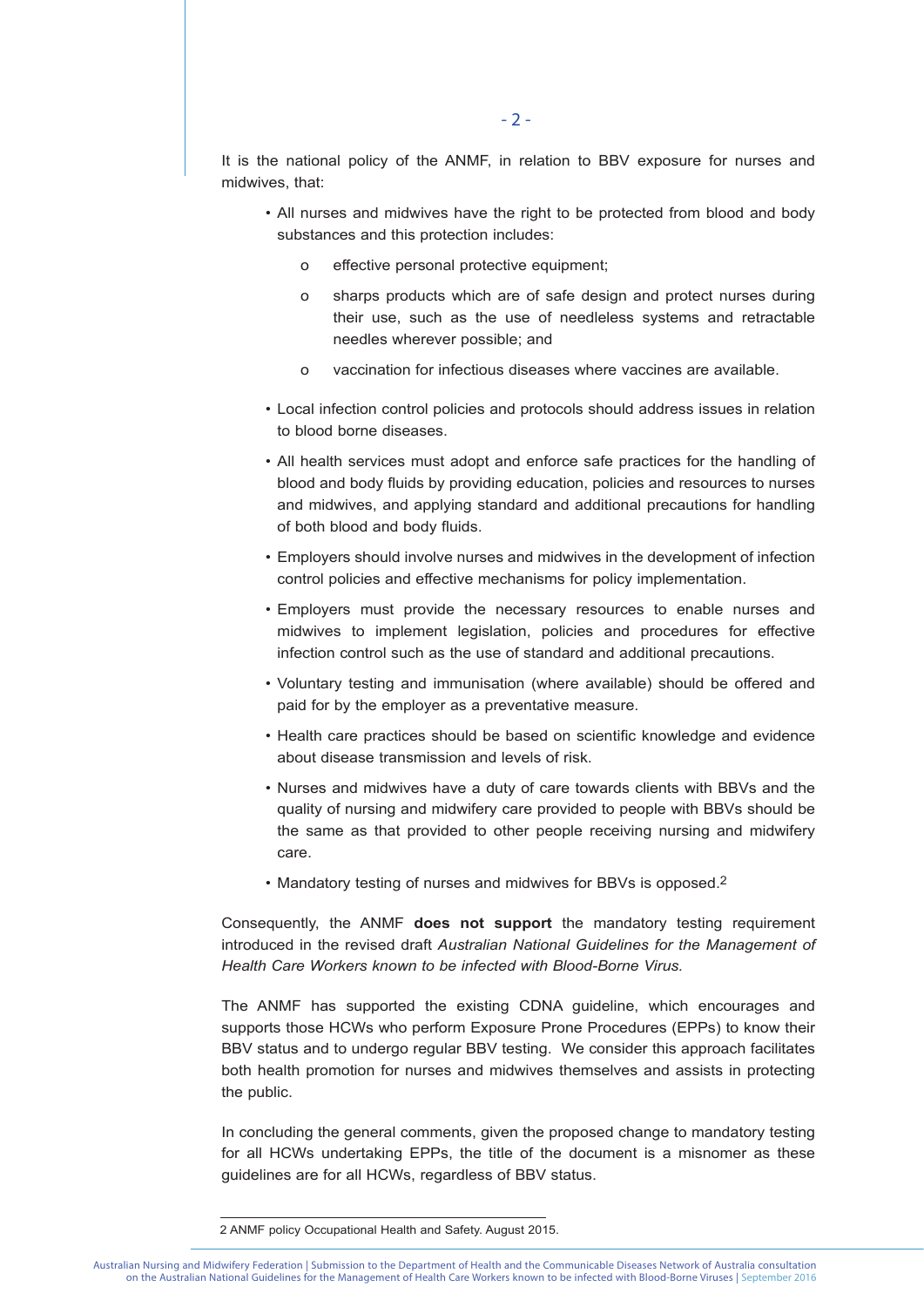It is the national policy of the ANMF, in relation to BBV exposure for nurses and midwives, that:

- All nurses and midwives have the right to be protected from blood and body substances and this protection includes:
  - effective personal protective equipment;
  - sharps products which are of safe design and protect nurses during their use, such as the use of needleless systems and retractable needles wherever possible; and
  - vaccination for infectious diseases where vaccines are available.
- Local infection control policies and protocols should address issues in relation to blood borne diseases.
- All health services must adopt and enforce safe practices for the handling of blood and body fluids by providing education, policies and resources to nurses and midwives, and applying standard and additional precautions for handling of both blood and body fluids.
- Employers should involve nurses and midwives in the development of infection control policies and effective mechanisms for policy implementation.
- Employers must provide the necessary resources to enable nurses and midwives to implement legislation, policies and procedures for effective infection control such as the use of standard and additional precautions.
- Voluntary testing and immunisation (where available) should be offered and paid for by the employer as a preventative measure.
- Health care practices should be based on scientific knowledge and evidence about disease transmission and levels of risk.
- Nurses and midwives have a duty of care towards clients with BBVs and the quality of nursing and midwifery care provided to people with BBVs should be the same as that provided to other people receiving nursing and midwifery care.
- Mandatory testing of nurses and midwives for BBVs is opposed.[2]

Consequently, the ANMF **does not support** the mandatory testing requirement introduced in the revised draft *Australian National Guidelines for the Management of Health Care Workers known to be infected with Blood-Borne Virus.*

The ANMF has supported the existing CDNA guideline, which encourages and supports those HCWs who perform Exposure Prone Procedures (EPPs) to know their BBV status and to undergo regular BBV testing. We consider this approach facilitates both health promotion for nurses and midwives themselves and assists in protecting the public.

In concluding the general comments, given the proposed change to mandatory testing for all HCWs undertaking EPPs, the title of the document is a misnomer as these guidelines are for all HCWs, regardless of BBV status.

---

2 ANMF policy Occupational Health and Safety. August 2015.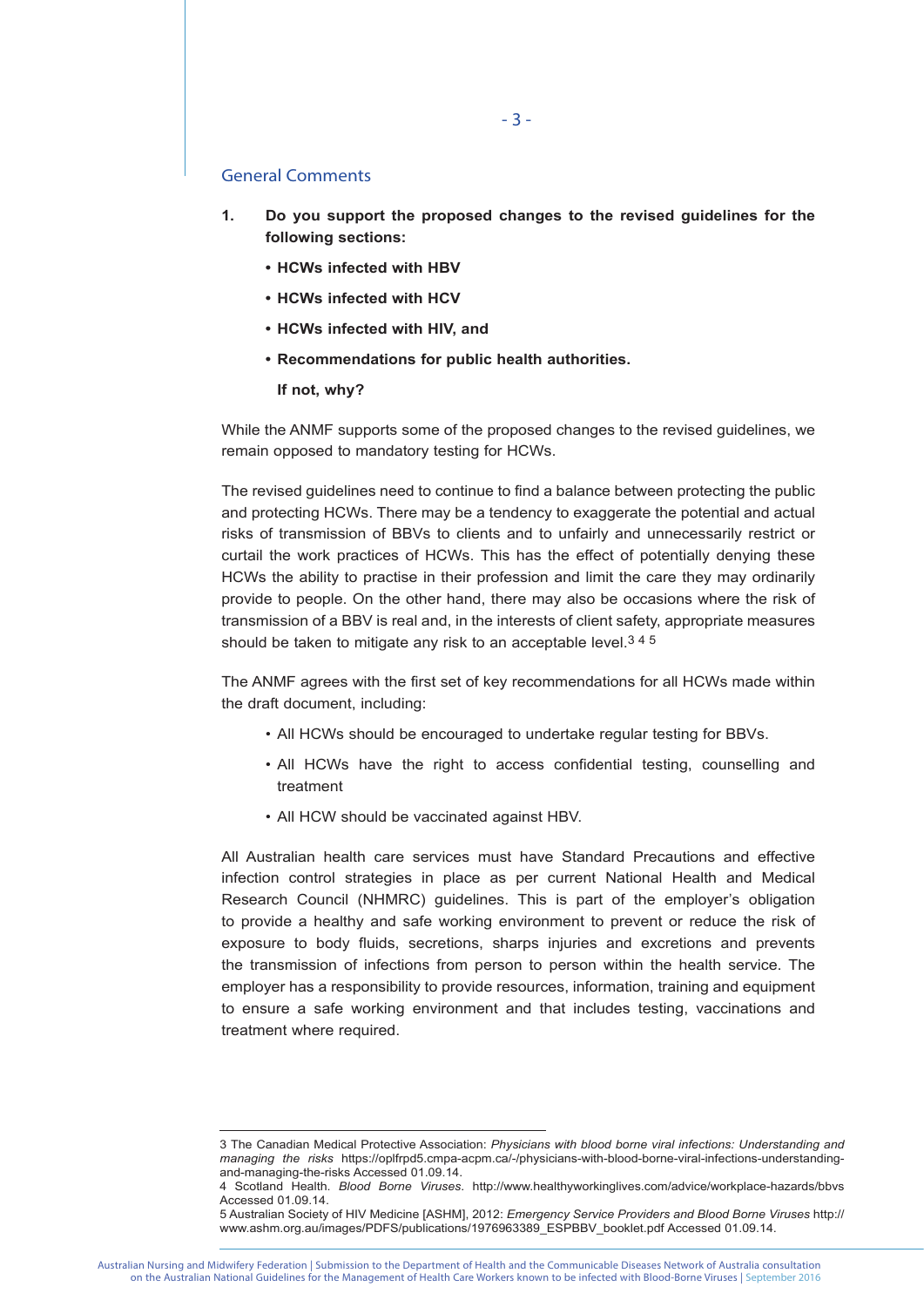## General Comments

**1. Do you support the proposed changes to the revised guidelines for the following sections:**

- **HCWs infected with HBV**
- **HCWs infected with HCV**
- **HCWs infected with HIV, and**
- **Recommendations for public health authorities.**

**If not, why?**

While the ANMF supports some of the proposed changes to the revised guidelines, we remain opposed to mandatory testing for HCWs.

The revised guidelines need to continue to find a balance between protecting the public and protecting HCWs. There may be a tendency to exaggerate the potential and actual risks of transmission of BBVs to clients and to unfairly and unnecessarily restrict or curtail the work practices of HCWs. This has the effect of potentially denying these HCWs the ability to practise in their profession and limit the care they may ordinarily provide to people. On the other hand, there may also be occasions where the risk of transmission of a BBV is real and, in the interests of client safety, appropriate measures should be taken to mitigate any risk to an acceptable level.[3 4 5]

The ANMF agrees with the first set of key recommendations for all HCWs made within the draft document, including:

- All HCWs should be encouraged to undertake regular testing for BBVs.
- All HCWs have the right to access confidential testing, counselling and treatment
- All HCW should be vaccinated against HBV.

All Australian health care services must have Standard Precautions and effective infection control strategies in place as per current National Health and Medical Research Council (NHMRC) guidelines. This is part of the employer's obligation to provide a healthy and safe working environment to prevent or reduce the risk of exposure to body fluids, secretions, sharps injuries and excretions and prevents the transmission of infections from person to person within the health service. The employer has a responsibility to provide resources, information, training and equipment to ensure a safe working environment and that includes testing, vaccinations and treatment where required.

---

3 The Canadian Medical Protective Association: *Physicians with blood borne viral infections: Understanding and managing the risks* https://oplfrpd5.cmpa-acpm.ca/-/physicians-with-blood-borne-viral-infections-understanding-and-managing-the-risks Accessed 01.09.14.

4 Scotland Health. *Blood Borne Viruses*. http://www.healthyworkinglives.com/advice/workplace-hazards/bbvs Accessed 01.09.14.

5 Australian Society of HIV Medicine [ASHM], 2012: *Emergency Service Providers and Blood Borne Viruses* http://www.ashm.org.au/images/PDFS/publications/1976963389_ESPBBV_booklet.pdf Accessed 01.09.14.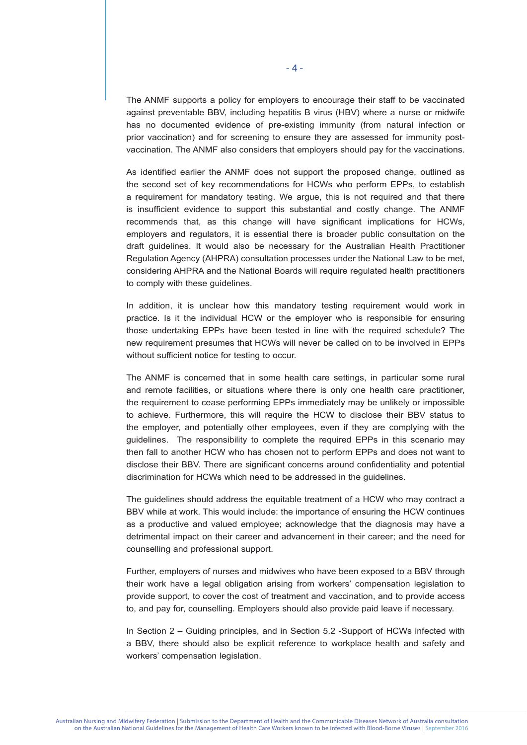The ANMF supports a policy for employers to encourage their staff to be vaccinated against preventable BBV, including hepatitis B virus (HBV) where a nurse or midwife has no documented evidence of pre-existing immunity (from natural infection or prior vaccination) and for screening to ensure they are assessed for immunity post-vaccination. The ANMF also considers that employers should pay for the vaccinations.

As identified earlier the ANMF does not support the proposed change, outlined as the second set of key recommendations for HCWs who perform EPPs, to establish a requirement for mandatory testing. We argue, this is not required and that there is insufficient evidence to support this substantial and costly change. The ANMF recommends that, as this change will have significant implications for HCWs, employers and regulators, it is essential there is broader public consultation on the draft guidelines. It would also be necessary for the Australian Health Practitioner Regulation Agency (AHPRA) consultation processes under the National Law to be met, considering AHPRA and the National Boards will require regulated health practitioners to comply with these guidelines.

In addition, it is unclear how this mandatory testing requirement would work in practice. Is it the individual HCW or the employer who is responsible for ensuring those undertaking EPPs have been tested in line with the required schedule? The new requirement presumes that HCWs will never be called on to be involved in EPPs without sufficient notice for testing to occur.

The ANMF is concerned that in some health care settings, in particular some rural and remote facilities, or situations where there is only one health care practitioner, the requirement to cease performing EPPs immediately may be unlikely or impossible to achieve. Furthermore, this will require the HCW to disclose their BBV status to the employer, and potentially other employees, even if they are complying with the guidelines. The responsibility to complete the required EPPs in this scenario may then fall to another HCW who has chosen not to perform EPPs and does not want to disclose their BBV. There are significant concerns around confidentiality and potential discrimination for HCWs which need to be addressed in the guidelines.

The guidelines should address the equitable treatment of a HCW who may contract a BBV while at work. This would include: the importance of ensuring the HCW continues as a productive and valued employee; acknowledge that the diagnosis may have a detrimental impact on their career and advancement in their career; and the need for counselling and professional support.

Further, employers of nurses and midwives who have been exposed to a BBV through their work have a legal obligation arising from workers' compensation legislation to provide support, to cover the cost of treatment and vaccination, and to provide access to, and pay for, counselling. Employers should also provide paid leave if necessary.

In Section 2 – Guiding principles, and in Section 5.2 -Support of HCWs infected with a BBV, there should also be explicit reference to workplace health and safety and workers' compensation legislation.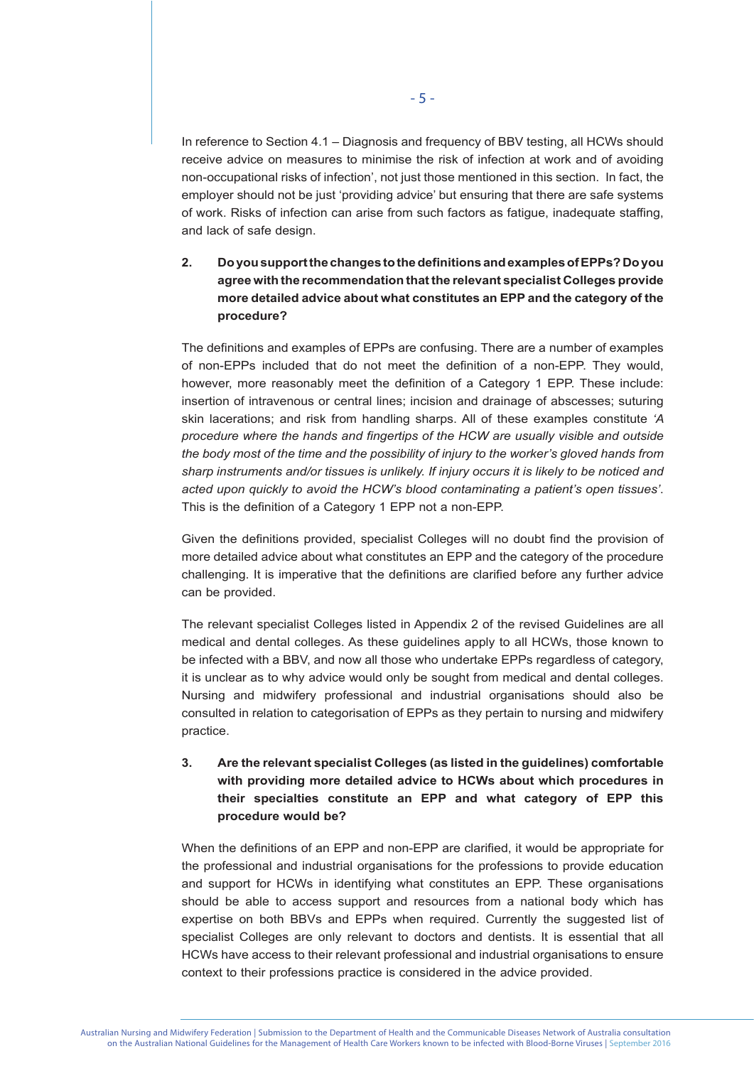In reference to Section 4.1 – Diagnosis and frequency of BBV testing, all HCWs should receive advice on measures to minimise the risk of infection at work and of avoiding non-occupational risks of infection', not just those mentioned in this section. In fact, the employer should not be just 'providing advice' but ensuring that there are safe systems of work. Risks of infection can arise from such factors as fatigue, inadequate staffing, and lack of safe design.

2. **Do you support the changes to the definitions and examples of EPPs? Do you agree with the recommendation that the relevant specialist Colleges provide more detailed advice about what constitutes an EPP and the category of the procedure?**

The definitions and examples of EPPs are confusing. There are a number of examples of non-EPPs included that do not meet the definition of a non-EPP. They would, however, more reasonably meet the definition of a Category 1 EPP. These include: insertion of intravenous or central lines; incision and drainage of abscesses; suturing skin lacerations; and risk from handling sharps. All of these examples constitute *'A procedure where the hands and fingertips of the HCW are usually visible and outside the body most of the time and the possibility of injury to the worker's gloved hands from sharp instruments and/or tissues is unlikely. If injury occurs it is likely to be noticed and acted upon quickly to avoid the HCW's blood contaminating a patient's open tissues'*. This is the definition of a Category 1 EPP not a non-EPP.

Given the definitions provided, specialist Colleges will no doubt find the provision of more detailed advice about what constitutes an EPP and the category of the procedure challenging. It is imperative that the definitions are clarified before any further advice can be provided.

The relevant specialist Colleges listed in Appendix 2 of the revised Guidelines are all medical and dental colleges. As these guidelines apply to all HCWs, those known to be infected with a BBV, and now all those who undertake EPPs regardless of category, it is unclear as to why advice would only be sought from medical and dental colleges. Nursing and midwifery professional and industrial organisations should also be consulted in relation to categorisation of EPPs as they pertain to nursing and midwifery practice.

3. **Are the relevant specialist Colleges (as listed in the guidelines) comfortable with providing more detailed advice to HCWs about which procedures in their specialties constitute an EPP and what category of EPP this procedure would be?**

When the definitions of an EPP and non-EPP are clarified, it would be appropriate for the professional and industrial organisations for the professions to provide education and support for HCWs in identifying what constitutes an EPP. These organisations should be able to access support and resources from a national body which has expertise on both BBVs and EPPs when required. Currently the suggested list of specialist Colleges are only relevant to doctors and dentists. It is essential that all HCWs have access to their relevant professional and industrial organisations to ensure context to their professions practice is considered in the advice provided.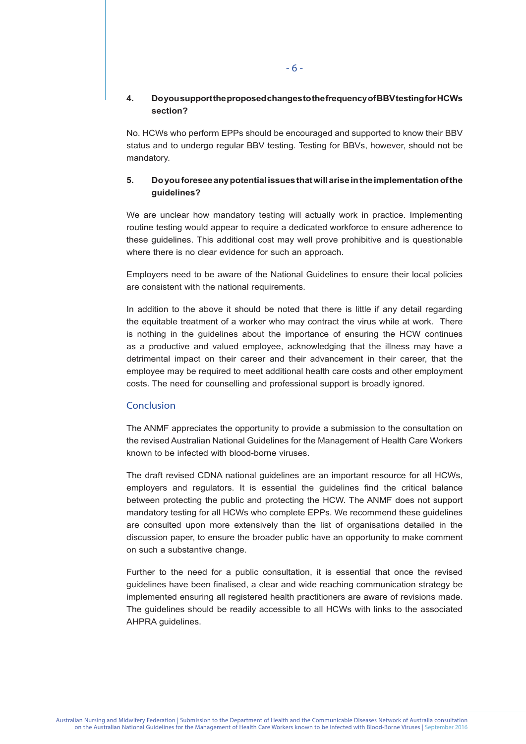**4. Do you support the proposed changes to the frequency of BBV testing for HCWs section?**

No. HCWs who perform EPPs should be encouraged and supported to know their BBV status and to undergo regular BBV testing. Testing for BBVs, however, should not be mandatory.

**5. Do you foresee any potential issues that will arise in the implementation of the guidelines?**

We are unclear how mandatory testing will actually work in practice. Implementing routine testing would appear to require a dedicated workforce to ensure adherence to these guidelines. This additional cost may well prove prohibitive and is questionable where there is no clear evidence for such an approach.

Employers need to be aware of the National Guidelines to ensure their local policies are consistent with the national requirements.

In addition to the above it should be noted that there is little if any detail regarding the equitable treatment of a worker who may contract the virus while at work. There is nothing in the guidelines about the importance of ensuring the HCW continues as a productive and valued employee, acknowledging that the illness may have a detrimental impact on their career and their advancement in their career, that the employee may be required to meet additional health care costs and other employment costs. The need for counselling and professional support is broadly ignored.

## Conclusion

The ANMF appreciates the opportunity to provide a submission to the consultation on the revised Australian National Guidelines for the Management of Health Care Workers known to be infected with blood-borne viruses.

The draft revised CDNA national guidelines are an important resource for all HCWs, employers and regulators. It is essential the guidelines find the critical balance between protecting the public and protecting the HCW. The ANMF does not support mandatory testing for all HCWs who complete EPPs. We recommend these guidelines are consulted upon more extensively than the list of organisations detailed in the discussion paper, to ensure the broader public have an opportunity to make comment on such a substantive change.

Further to the need for a public consultation, it is essential that once the revised guidelines have been finalised, a clear and wide reaching communication strategy be implemented ensuring all registered health practitioners are aware of revisions made. The guidelines should be readily accessible to all HCWs with links to the associated AHPRA guidelines.